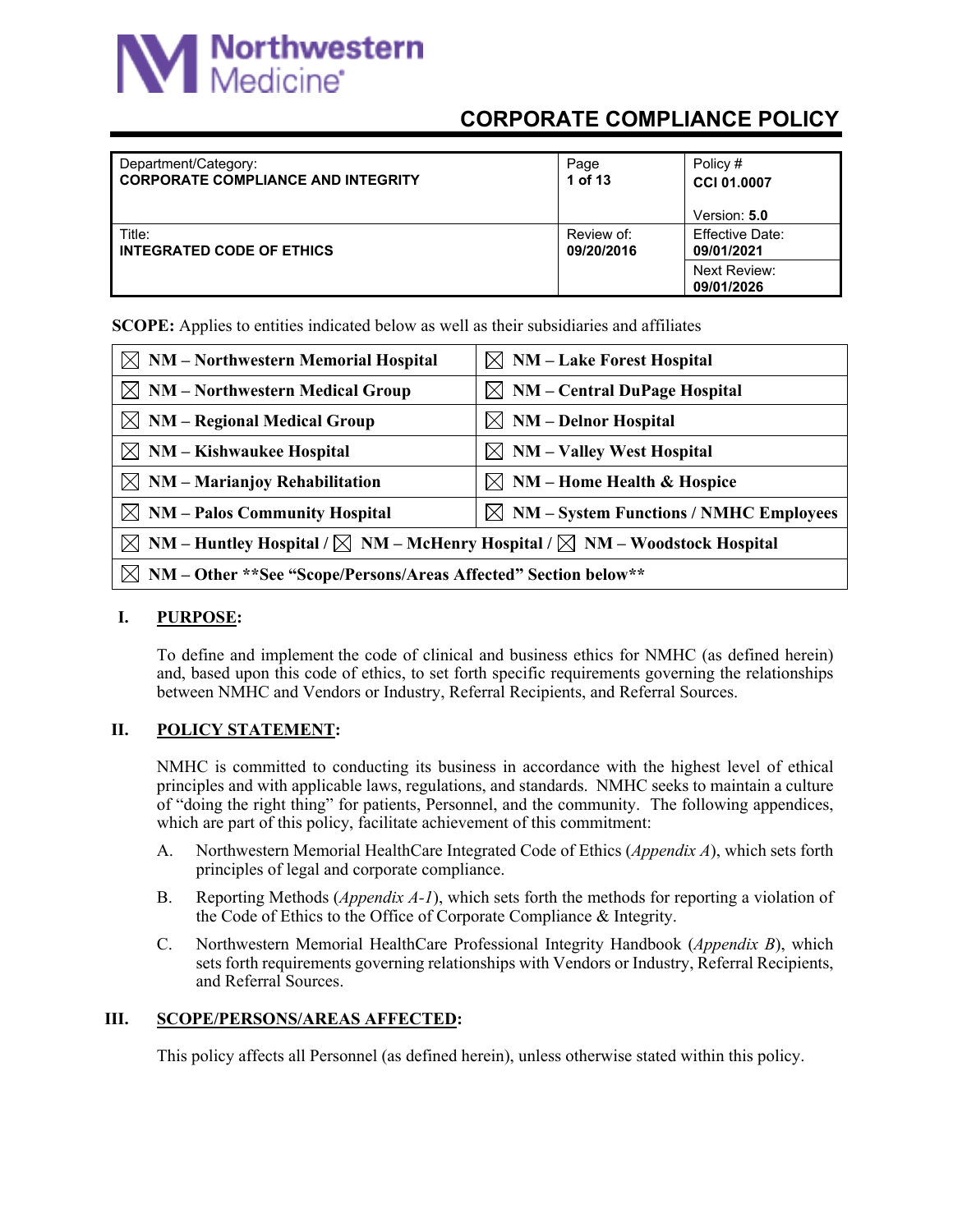Northwestern Medicine

# CORPORATE COMPLIANCE POLICY

| Department/Category: **CORPORATE COMPLIANCE AND INTEGRITY** | Page **1 of 13** | Policy # **CCI 01.0007** Version: **5.0** |
|---|---|---|
| Title: **INTEGRATED CODE OF ETHICS** | Review of: **09/20/2016** | Effective Date: **09/01/2021** Next Review: **09/01/2026** |

**SCOPE:** Applies to entities indicated below as well as their subsidiaries and affiliates

| | |
|---|---|
| ☒ **NM – Northwestern Memorial Hospital** | ☒ **NM – Lake Forest Hospital** |
| ☒ **NM – Northwestern Medical Group** | ☒ **NM – Central DuPage Hospital** |
| ☒ **NM – Regional Medical Group** | ☒ **NM – Delnor Hospital** |
| ☒ **NM – Kishwaukee Hospital** | ☒ **NM – Valley West Hospital** |
| ☒ **NM – Marianjoy Rehabilitation** | ☒ **NM – Home Health & Hospice** |
| ☒ **NM – Palos Community Hospital** | ☒ **NM – System Functions / NMHC Employees** |
| ☒ **NM – Huntley Hospital** / ☒ **NM – McHenry Hospital** / ☒ **NM – Woodstock Hospital** | |
| ☒ **NM – Other \*\*See "Scope/Persons/Areas Affected" Section below\*\*** | |

## I. PURPOSE:

To define and implement the code of clinical and business ethics for NMHC (as defined herein) and, based upon this code of ethics, to set forth specific requirements governing the relationships between NMHC and Vendors or Industry, Referral Recipients, and Referral Sources.

## II. POLICY STATEMENT:

NMHC is committed to conducting its business in accordance with the highest level of ethical principles and with applicable laws, regulations, and standards. NMHC seeks to maintain a culture of "doing the right thing" for patients, Personnel, and the community. The following appendices, which are part of this policy, facilitate achievement of this commitment:

A. Northwestern Memorial HealthCare Integrated Code of Ethics (*Appendix A*), which sets forth principles of legal and corporate compliance.

B. Reporting Methods (*Appendix A-1*), which sets forth the methods for reporting a violation of the Code of Ethics to the Office of Corporate Compliance & Integrity.

C. Northwestern Memorial HealthCare Professional Integrity Handbook (*Appendix B*), which sets forth requirements governing relationships with Vendors or Industry, Referral Recipients, and Referral Sources.

## III. SCOPE/PERSONS/AREAS AFFECTED:

This policy affects all Personnel (as defined herein), unless otherwise stated within this policy.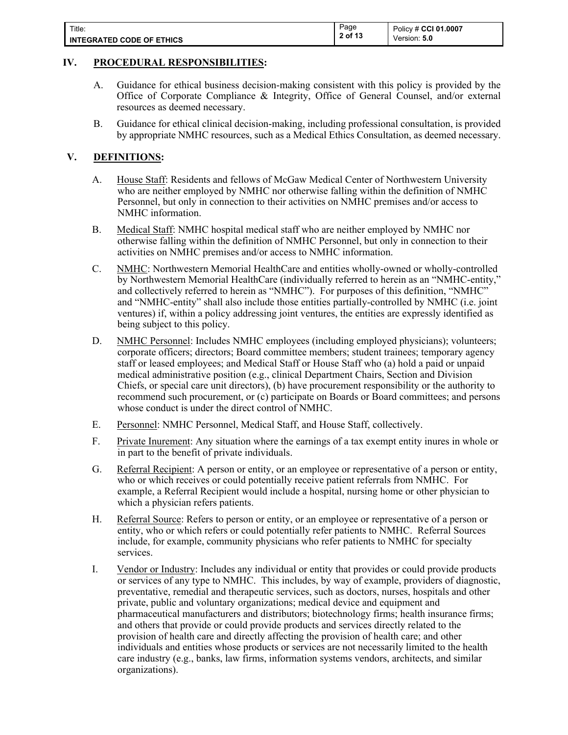## IV. PROCEDURAL RESPONSIBILITIES:

A. Guidance for ethical business decision-making consistent with this policy is provided by the Office of Corporate Compliance & Integrity, Office of General Counsel, and/or external resources as deemed necessary.

B. Guidance for ethical clinical decision-making, including professional consultation, is provided by appropriate NMHC resources, such as a Medical Ethics Consultation, as deemed necessary.

## V. DEFINITIONS:

A. House Staff: Residents and fellows of McGaw Medical Center of Northwestern University who are neither employed by NMHC nor otherwise falling within the definition of NMHC Personnel, but only in connection to their activities on NMHC premises and/or access to NMHC information.

B. Medical Staff: NMHC hospital medical staff who are neither employed by NMHC nor otherwise falling within the definition of NMHC Personnel, but only in connection to their activities on NMHC premises and/or access to NMHC information.

C. NMHC: Northwestern Memorial HealthCare and entities wholly-owned or wholly-controlled by Northwestern Memorial HealthCare (individually referred to herein as an "NMHC-entity," and collectively referred to herein as "NMHC"). For purposes of this definition, "NMHC" and "NMHC-entity" shall also include those entities partially-controlled by NMHC (i.e. joint ventures) if, within a policy addressing joint ventures, the entities are expressly identified as being subject to this policy.

D. NMHC Personnel: Includes NMHC employees (including employed physicians); volunteers; corporate officers; directors; Board committee members; student trainees; temporary agency staff or leased employees; and Medical Staff or House Staff who (a) hold a paid or unpaid medical administrative position (e.g., clinical Department Chairs, Section and Division Chiefs, or special care unit directors), (b) have procurement responsibility or the authority to recommend such procurement, or (c) participate on Boards or Board committees; and persons whose conduct is under the direct control of NMHC.

E. Personnel: NMHC Personnel, Medical Staff, and House Staff, collectively.

F. Private Inurement: Any situation where the earnings of a tax exempt entity inures in whole or in part to the benefit of private individuals.

G. Referral Recipient: A person or entity, or an employee or representative of a person or entity, who or which receives or could potentially receive patient referrals from NMHC. For example, a Referral Recipient would include a hospital, nursing home or other physician to which a physician refers patients.

H. Referral Source: Refers to person or entity, or an employee or representative of a person or entity, who or which refers or could potentially refer patients to NMHC. Referral Sources include, for example, community physicians who refer patients to NMHC for specialty services.

I. Vendor or Industry: Includes any individual or entity that provides or could provide products or services of any type to NMHC. This includes, by way of example, providers of diagnostic, preventative, remedial and therapeutic services, such as doctors, nurses, hospitals and other private, public and voluntary organizations; medical device and equipment and pharmaceutical manufacturers and distributors; biotechnology firms; health insurance firms; and others that provide or could provide products and services directly related to the provision of health care and directly affecting the provision of health care; and other individuals and entities whose products or services are not necessarily limited to the health care industry (e.g., banks, law firms, information systems vendors, architects, and similar organizations).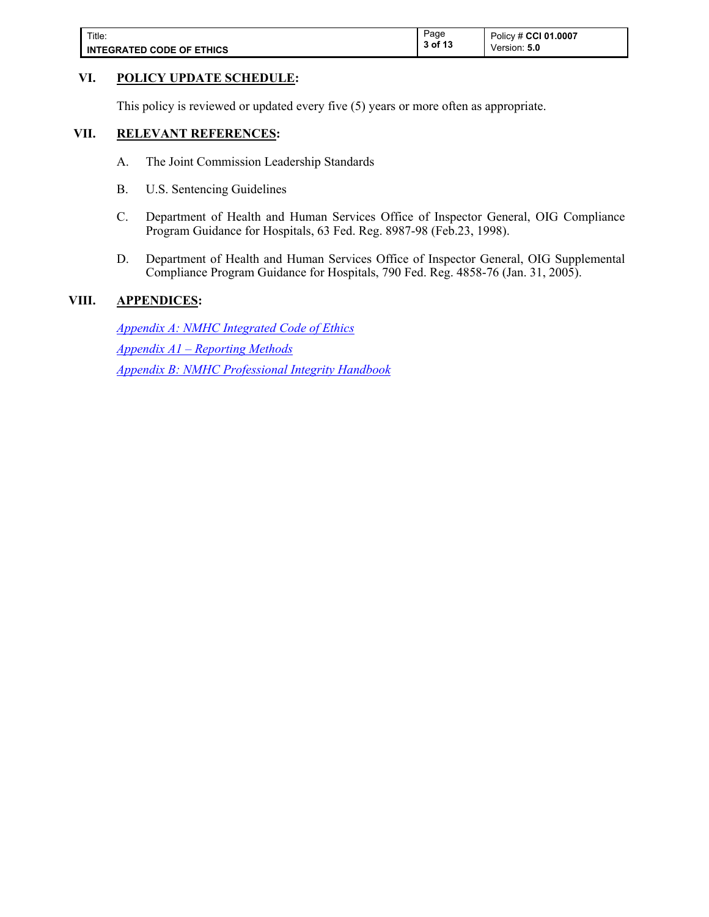## VI. POLICY UPDATE SCHEDULE:

This policy is reviewed or updated every five (5) years or more often as appropriate.

## VII. RELEVANT REFERENCES:

A. The Joint Commission Leadership Standards

B. U.S. Sentencing Guidelines

C. Department of Health and Human Services Office of Inspector General, OIG Compliance Program Guidance for Hospitals, 63 Fed. Reg. 8987-98 (Feb.23, 1998).

D. Department of Health and Human Services Office of Inspector General, OIG Supplemental Compliance Program Guidance for Hospitals, 790 Fed. Reg. 4858-76 (Jan. 31, 2005).

## VIII. APPENDICES:

*Appendix A: NMHC Integrated Code of Ethics*

*Appendix A1 – Reporting Methods*

*Appendix B: NMHC Professional Integrity Handbook*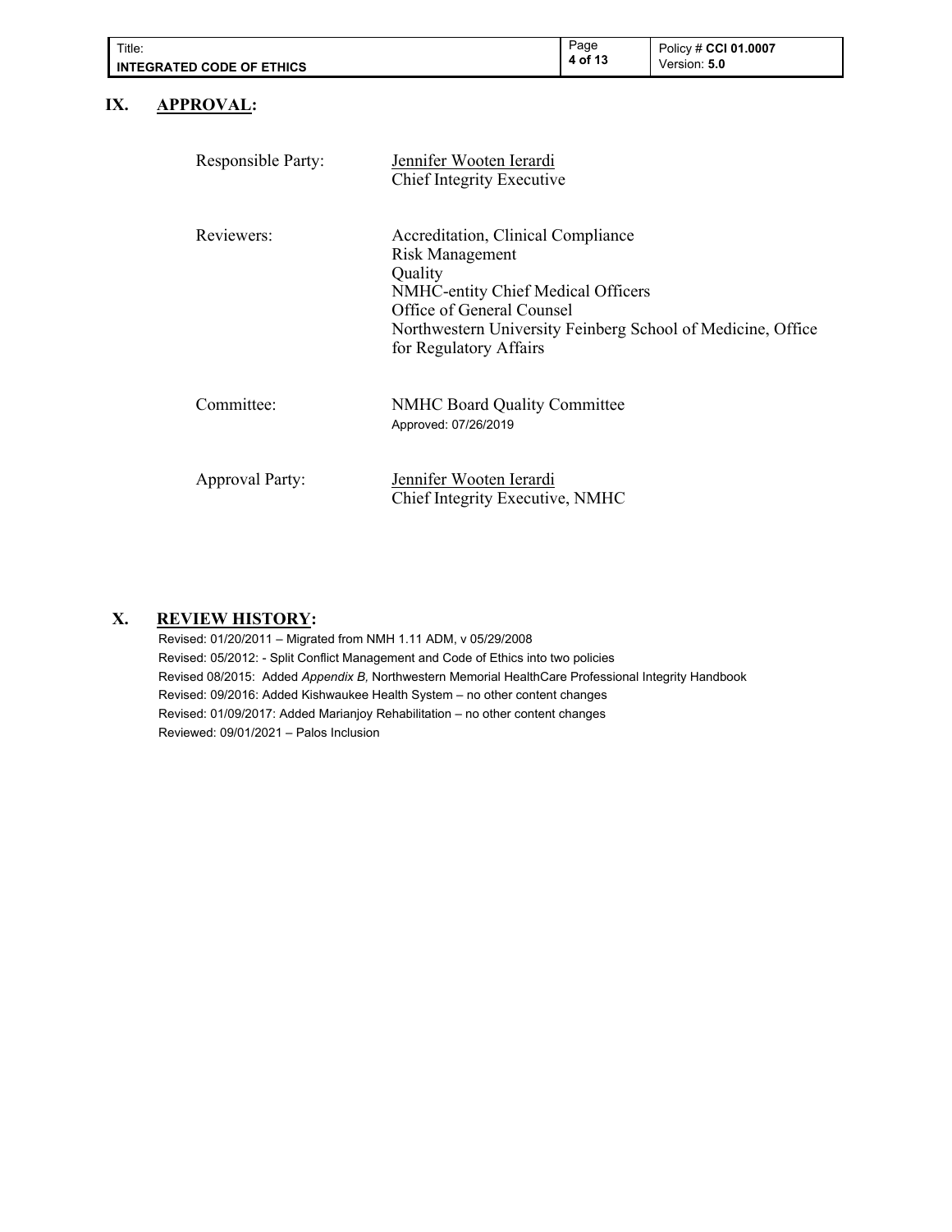## IX. APPROVAL:

| | |
|---|---|
| Responsible Party: | Jennifer Wooten Ierardi<br>Chief Integrity Executive |
| Reviewers: | Accreditation, Clinical Compliance<br>Risk Management<br>Quality<br>NMHC-entity Chief Medical Officers<br>Office of General Counsel<br>Northwestern University Feinberg School of Medicine, Office for Regulatory Affairs |
| Committee: | NMHC Board Quality Committee<br>Approved: 07/26/2019 |
| Approval Party: | Jennifer Wooten Ierardi<br>Chief Integrity Executive, NMHC |

## X. REVIEW HISTORY:

Revised: 01/20/2011 – Migrated from NMH 1.11 ADM, v 05/29/2008
Revised: 05/2012: - Split Conflict Management and Code of Ethics into two policies
Revised 08/2015: Added *Appendix B,* Northwestern Memorial HealthCare Professional Integrity Handbook
Revised: 09/2016: Added Kishwaukee Health System – no other content changes
Revised: 01/09/2017: Added Marianjoy Rehabilitation – no other content changes
Reviewed: 09/01/2021 – Palos Inclusion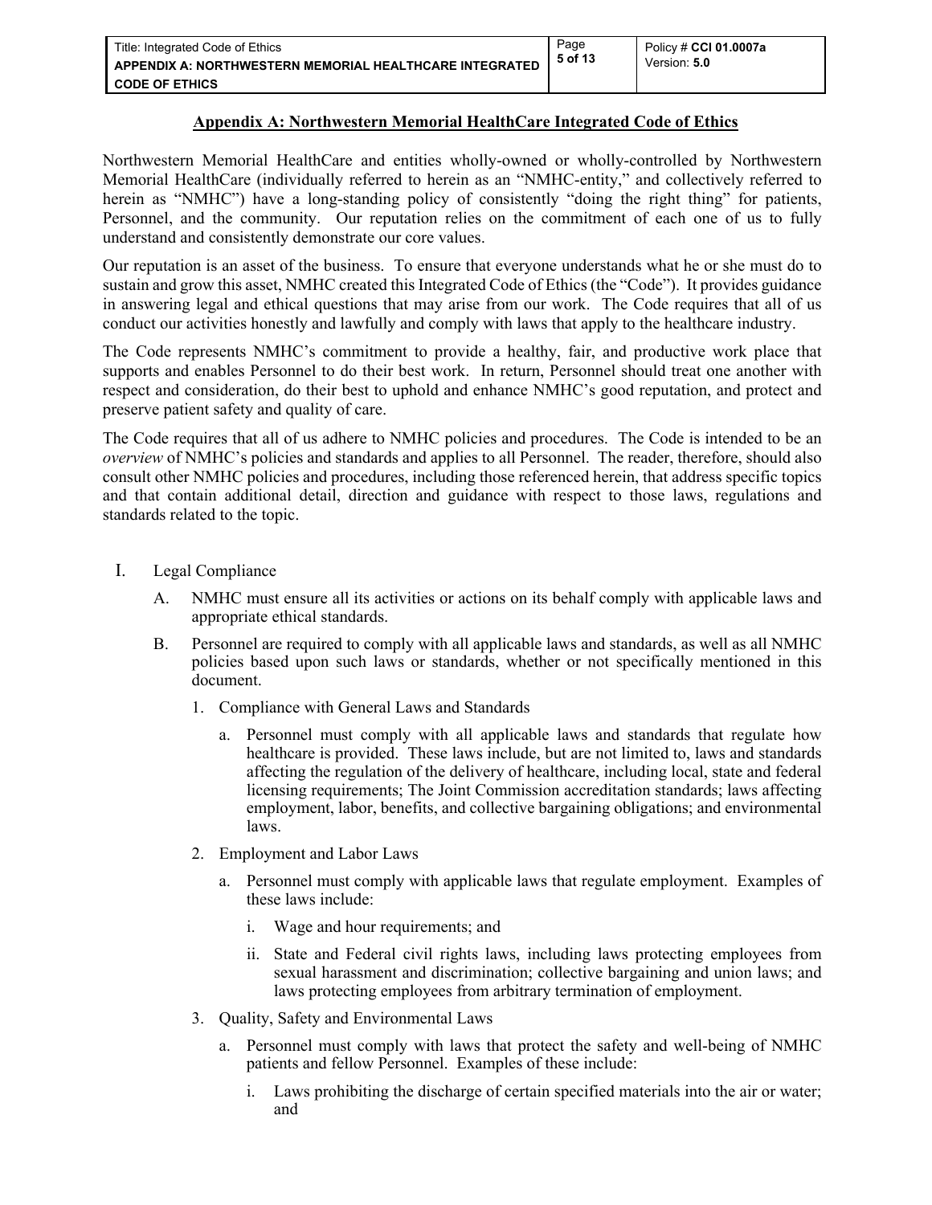## Appendix A: Northwestern Memorial HealthCare Integrated Code of Ethics

Northwestern Memorial HealthCare and entities wholly-owned or wholly-controlled by Northwestern Memorial HealthCare (individually referred to herein as an "NMHC-entity," and collectively referred to herein as "NMHC") have a long-standing policy of consistently "doing the right thing" for patients, Personnel, and the community. Our reputation relies on the commitment of each one of us to fully understand and consistently demonstrate our core values.

Our reputation is an asset of the business. To ensure that everyone understands what he or she must do to sustain and grow this asset, NMHC created this Integrated Code of Ethics (the "Code"). It provides guidance in answering legal and ethical questions that may arise from our work. The Code requires that all of us conduct our activities honestly and lawfully and comply with laws that apply to the healthcare industry.

The Code represents NMHC's commitment to provide a healthy, fair, and productive work place that supports and enables Personnel to do their best work. In return, Personnel should treat one another with respect and consideration, do their best to uphold and enhance NMHC's good reputation, and protect and preserve patient safety and quality of care.

The Code requires that all of us adhere to NMHC policies and procedures. The Code is intended to be an *overview* of NMHC's policies and standards and applies to all Personnel. The reader, therefore, should also consult other NMHC policies and procedures, including those referenced herein, that address specific topics and that contain additional detail, direction and guidance with respect to those laws, regulations and standards related to the topic.

I. Legal Compliance

   A. NMHC must ensure all its activities or actions on its behalf comply with applicable laws and appropriate ethical standards.

   B. Personnel are required to comply with all applicable laws and standards, as well as all NMHC policies based upon such laws or standards, whether or not specifically mentioned in this document.

      1. Compliance with General Laws and Standards

         a. Personnel must comply with all applicable laws and standards that regulate how healthcare is provided. These laws include, but are not limited to, laws and standards affecting the regulation of the delivery of healthcare, including local, state and federal licensing requirements; The Joint Commission accreditation standards; laws affecting employment, labor, benefits, and collective bargaining obligations; and environmental laws.

      2. Employment and Labor Laws

         a. Personnel must comply with applicable laws that regulate employment. Examples of these laws include:

            i. Wage and hour requirements; and

            ii. State and Federal civil rights laws, including laws protecting employees from sexual harassment and discrimination; collective bargaining and union laws; and laws protecting employees from arbitrary termination of employment.

      3. Quality, Safety and Environmental Laws

         a. Personnel must comply with laws that protect the safety and well-being of NMHC patients and fellow Personnel. Examples of these include:

            i. Laws prohibiting the discharge of certain specified materials into the air or water; and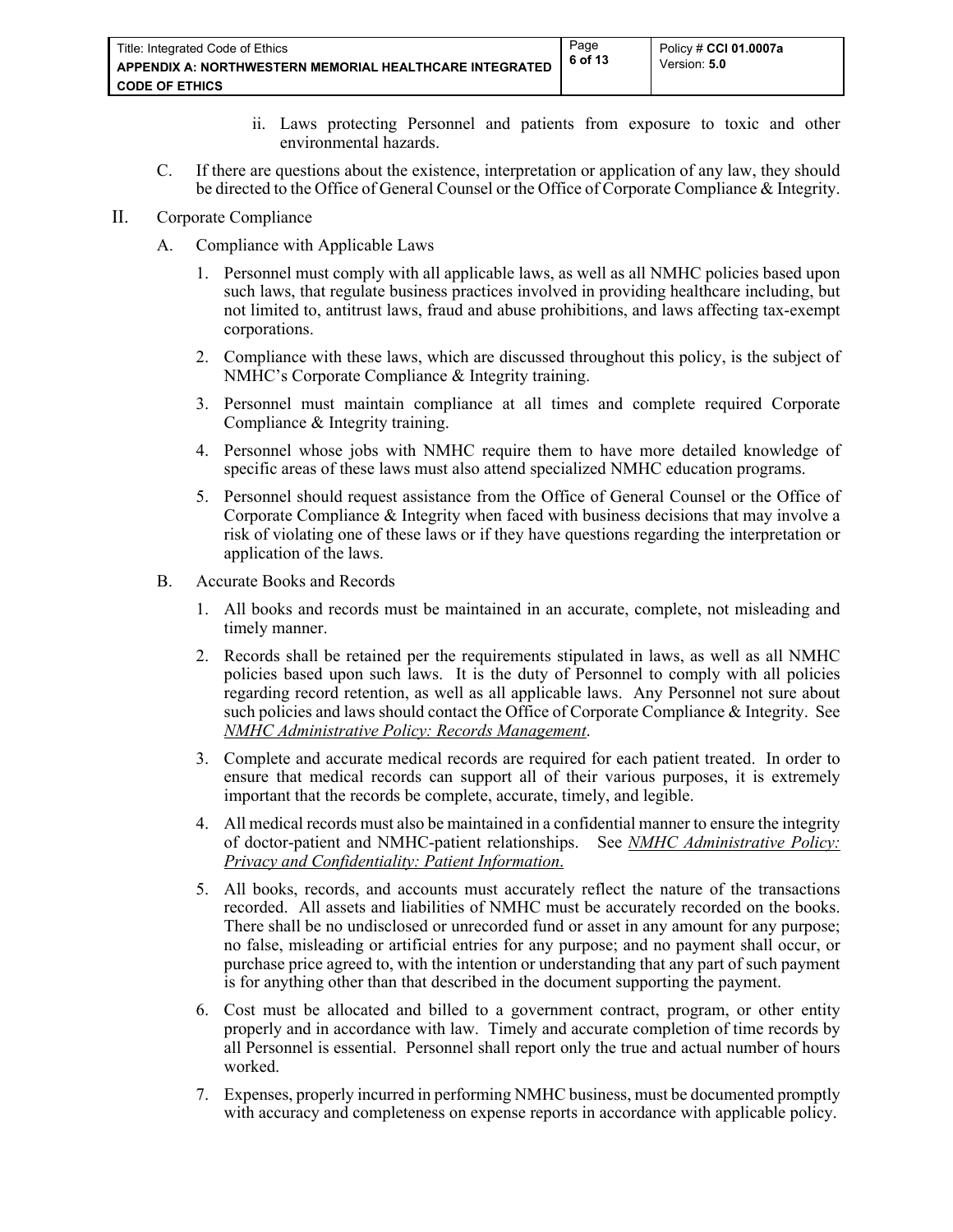ii. Laws protecting Personnel and patients from exposure to toxic and other environmental hazards.

C. If there are questions about the existence, interpretation or application of any law, they should be directed to the Office of General Counsel or the Office of Corporate Compliance & Integrity.

## II. Corporate Compliance

### A. Compliance with Applicable Laws

1. Personnel must comply with all applicable laws, as well as all NMHC policies based upon such laws, that regulate business practices involved in providing healthcare including, but not limited to, antitrust laws, fraud and abuse prohibitions, and laws affecting tax-exempt corporations.
2. Compliance with these laws, which are discussed throughout this policy, is the subject of NMHC's Corporate Compliance & Integrity training.
3. Personnel must maintain compliance at all times and complete required Corporate Compliance & Integrity training.
4. Personnel whose jobs with NMHC require them to have more detailed knowledge of specific areas of these laws must also attend specialized NMHC education programs.
5. Personnel should request assistance from the Office of General Counsel or the Office of Corporate Compliance & Integrity when faced with business decisions that may involve a risk of violating one of these laws or if they have questions regarding the interpretation or application of the laws.

### B. Accurate Books and Records

1. All books and records must be maintained in an accurate, complete, not misleading and timely manner.
2. Records shall be retained per the requirements stipulated in laws, as well as all NMHC policies based upon such laws. It is the duty of Personnel to comply with all policies regarding record retention, as well as all applicable laws. Any Personnel not sure about such policies and laws should contact the Office of Corporate Compliance & Integrity. See *NMHC Administrative Policy: Records Management*.
3. Complete and accurate medical records are required for each patient treated. In order to ensure that medical records can support all of their various purposes, it is extremely important that the records be complete, accurate, timely, and legible.
4. All medical records must also be maintained in a confidential manner to ensure the integrity of doctor-patient and NMHC-patient relationships. See *NMHC Administrative Policy: Privacy and Confidentiality: Patient Information*.
5. All books, records, and accounts must accurately reflect the nature of the transactions recorded. All assets and liabilities of NMHC must be accurately recorded on the books. There shall be no undisclosed or unrecorded fund or asset in any amount for any purpose; no false, misleading or artificial entries for any purpose; and no payment shall occur, or purchase price agreed to, with the intention or understanding that any part of such payment is for anything other than that described in the document supporting the payment.
6. Cost must be allocated and billed to a government contract, program, or other entity properly and in accordance with law. Timely and accurate completion of time records by all Personnel is essential. Personnel shall report only the true and actual number of hours worked.
7. Expenses, properly incurred in performing NMHC business, must be documented promptly with accuracy and completeness on expense reports in accordance with applicable policy.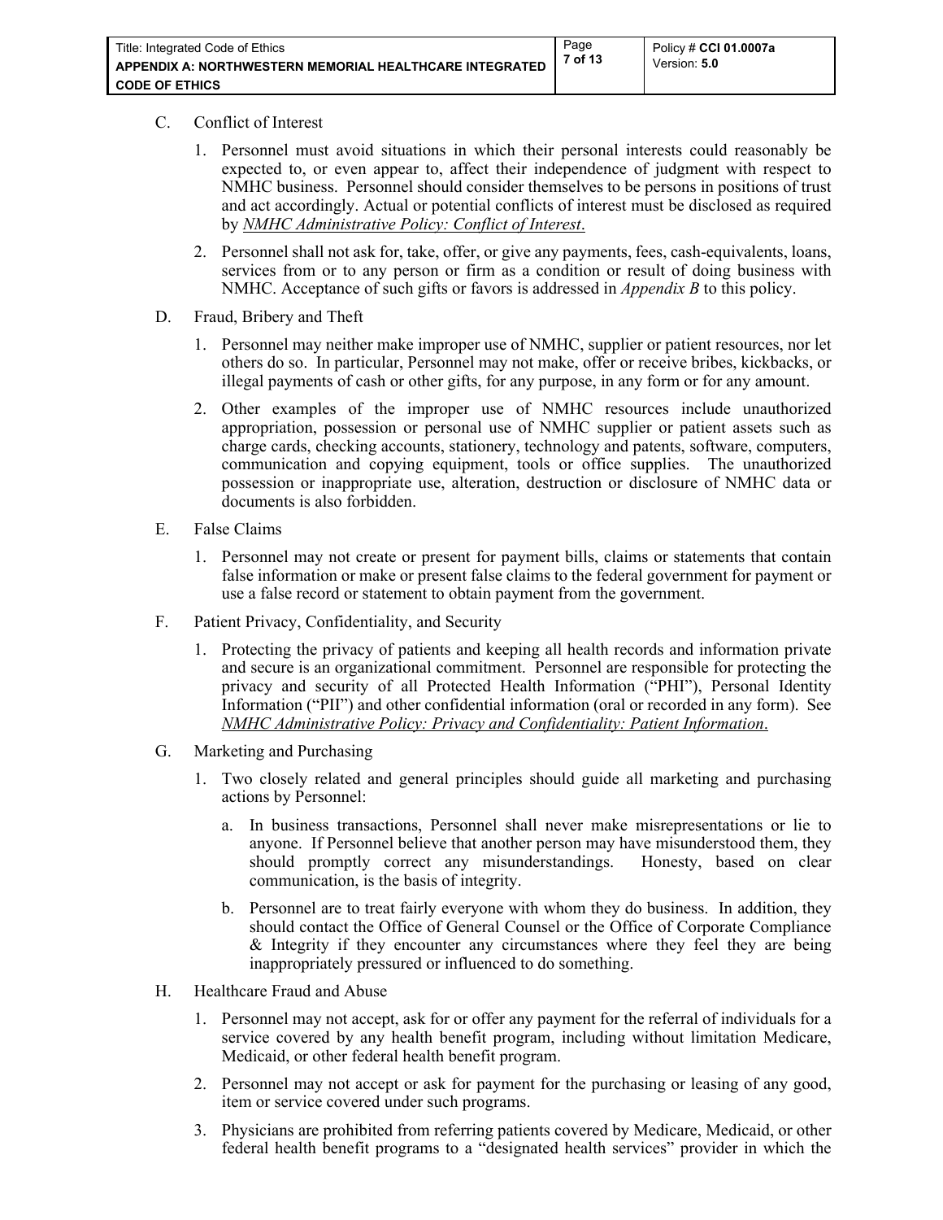C. Conflict of Interest

1. Personnel must avoid situations in which their personal interests could reasonably be expected to, or even appear to, affect their independence of judgment with respect to NMHC business. Personnel should consider themselves to be persons in positions of trust and act accordingly. Actual or potential conflicts of interest must be disclosed as required by *NMHC Administrative Policy: Conflict of Interest*.

2. Personnel shall not ask for, take, offer, or give any payments, fees, cash-equivalents, loans, services from or to any person or firm as a condition or result of doing business with NMHC. Acceptance of such gifts or favors is addressed in *Appendix B* to this policy.

D. Fraud, Bribery and Theft

1. Personnel may neither make improper use of NMHC, supplier or patient resources, nor let others do so. In particular, Personnel may not make, offer or receive bribes, kickbacks, or illegal payments of cash or other gifts, for any purpose, in any form or for any amount.

2. Other examples of the improper use of NMHC resources include unauthorized appropriation, possession or personal use of NMHC supplier or patient assets such as charge cards, checking accounts, stationery, technology and patents, software, computers, communication and copying equipment, tools or office supplies. The unauthorized possession or inappropriate use, alteration, destruction or disclosure of NMHC data or documents is also forbidden.

E. False Claims

1. Personnel may not create or present for payment bills, claims or statements that contain false information or make or present false claims to the federal government for payment or use a false record or statement to obtain payment from the government.

F. Patient Privacy, Confidentiality, and Security

1. Protecting the privacy of patients and keeping all health records and information private and secure is an organizational commitment. Personnel are responsible for protecting the privacy and security of all Protected Health Information ("PHI"), Personal Identity Information ("PII") and other confidential information (oral or recorded in any form). See *NMHC Administrative Policy: Privacy and Confidentiality: Patient Information*.

G. Marketing and Purchasing

1. Two closely related and general principles should guide all marketing and purchasing actions by Personnel:

   a. In business transactions, Personnel shall never make misrepresentations or lie to anyone. If Personnel believe that another person may have misunderstood them, they should promptly correct any misunderstandings. Honesty, based on clear communication, is the basis of integrity.

   b. Personnel are to treat fairly everyone with whom they do business. In addition, they should contact the Office of General Counsel or the Office of Corporate Compliance & Integrity if they encounter any circumstances where they feel they are being inappropriately pressured or influenced to do something.

H. Healthcare Fraud and Abuse

1. Personnel may not accept, ask for or offer any payment for the referral of individuals for a service covered by any health benefit program, including without limitation Medicare, Medicaid, or other federal health benefit program.

2. Personnel may not accept or ask for payment for the purchasing or leasing of any good, item or service covered under such programs.

3. Physicians are prohibited from referring patients covered by Medicare, Medicaid, or other federal health benefit programs to a "designated health services" provider in which the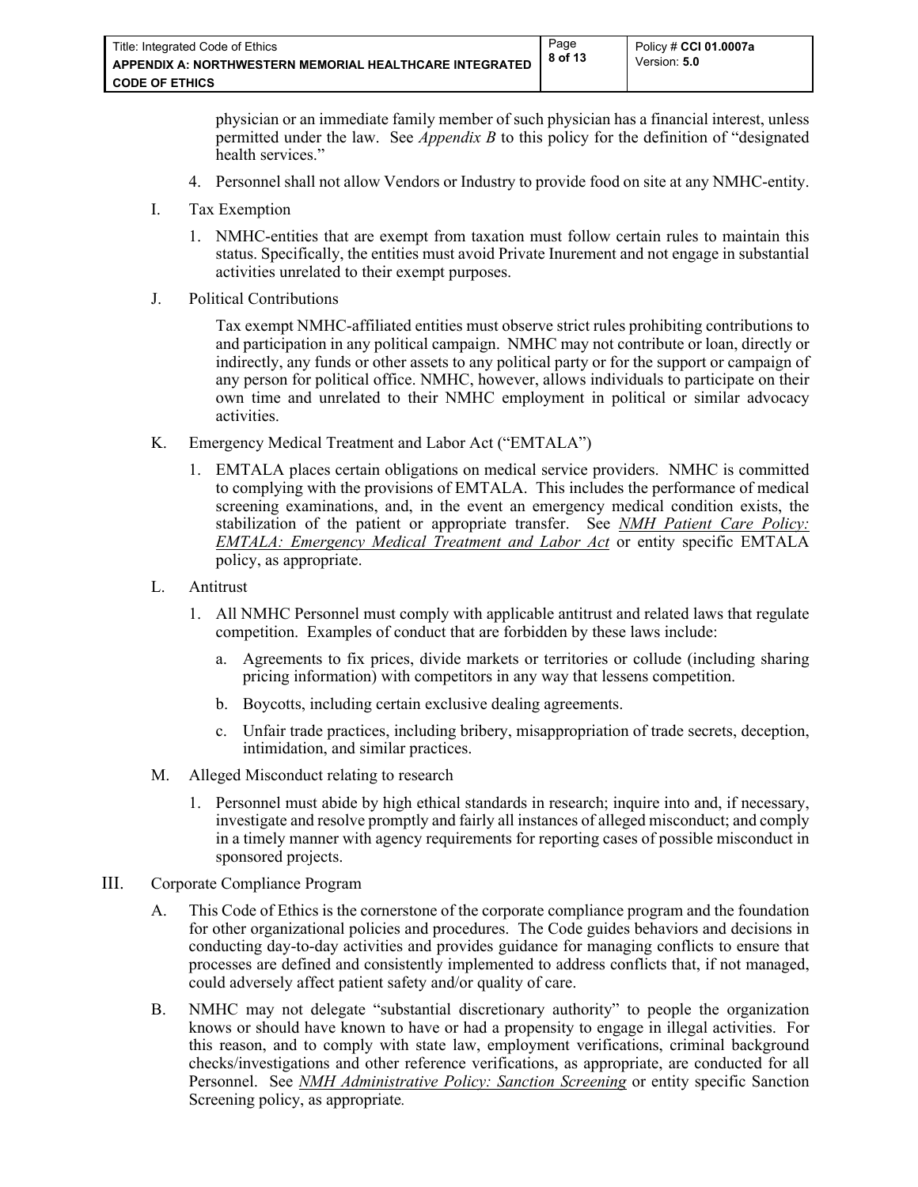physician or an immediate family member of such physician has a financial interest, unless permitted under the law. See *Appendix B* to this policy for the definition of "designated health services."

4. Personnel shall not allow Vendors or Industry to provide food on site at any NMHC-entity.

I. Tax Exemption

   1. NMHC-entities that are exempt from taxation must follow certain rules to maintain this status. Specifically, the entities must avoid Private Inurement and not engage in substantial activities unrelated to their exempt purposes.

J. Political Contributions

   Tax exempt NMHC-affiliated entities must observe strict rules prohibiting contributions to and participation in any political campaign. NMHC may not contribute or loan, directly or indirectly, any funds or other assets to any political party or for the support or campaign of any person for political office. NMHC, however, allows individuals to participate on their own time and unrelated to their NMHC employment in political or similar advocacy activities.

K. Emergency Medical Treatment and Labor Act ("EMTALA")

   1. EMTALA places certain obligations on medical service providers. NMHC is committed to complying with the provisions of EMTALA. This includes the performance of medical screening examinations, and, in the event an emergency medical condition exists, the stabilization of the patient or appropriate transfer. See *NMH Patient Care Policy: EMTALA: Emergency Medical Treatment and Labor Act* or entity specific EMTALA policy, as appropriate.

L. Antitrust

   1. All NMHC Personnel must comply with applicable antitrust and related laws that regulate competition. Examples of conduct that are forbidden by these laws include:

      a. Agreements to fix prices, divide markets or territories or collude (including sharing pricing information) with competitors in any way that lessens competition.

      b. Boycotts, including certain exclusive dealing agreements.

      c. Unfair trade practices, including bribery, misappropriation of trade secrets, deception, intimidation, and similar practices.

M. Alleged Misconduct relating to research

   1. Personnel must abide by high ethical standards in research; inquire into and, if necessary, investigate and resolve promptly and fairly all instances of alleged misconduct; and comply in a timely manner with agency requirements for reporting cases of possible misconduct in sponsored projects.

III. Corporate Compliance Program

A. This Code of Ethics is the cornerstone of the corporate compliance program and the foundation for other organizational policies and procedures. The Code guides behaviors and decisions in conducting day-to-day activities and provides guidance for managing conflicts to ensure that processes are defined and consistently implemented to address conflicts that, if not managed, could adversely affect patient safety and/or quality of care.

B. NMHC may not delegate "substantial discretionary authority" to people the organization knows or should have known to have or had a propensity to engage in illegal activities. For this reason, and to comply with state law, employment verifications, criminal background checks/investigations and other reference verifications, as appropriate, are conducted for all Personnel. See *NMH Administrative Policy: Sanction Screening* or entity specific Sanction Screening policy, as appropriate.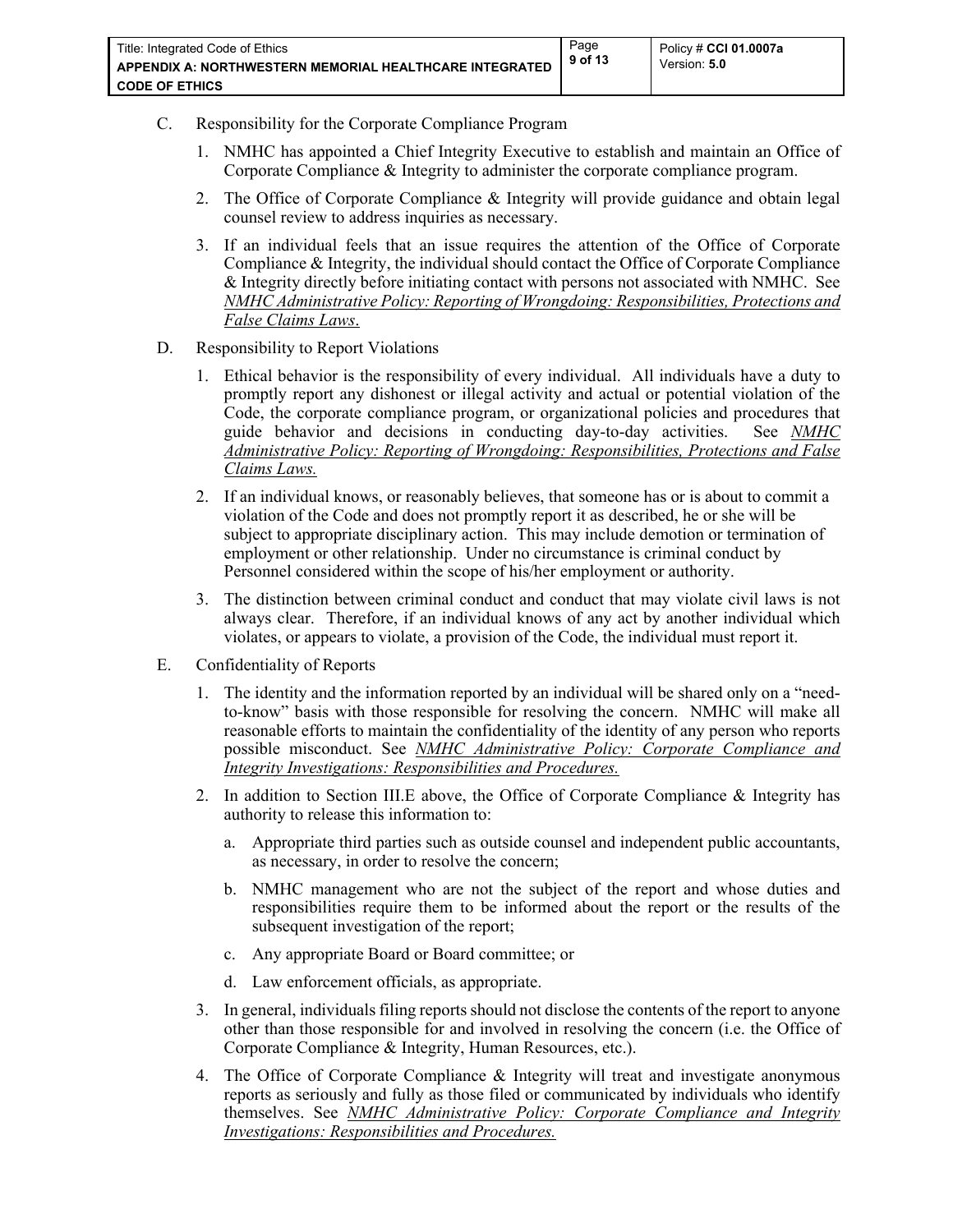C. Responsibility for the Corporate Compliance Program

1. NMHC has appointed a Chief Integrity Executive to establish and maintain an Office of Corporate Compliance & Integrity to administer the corporate compliance program.

2. The Office of Corporate Compliance & Integrity will provide guidance and obtain legal counsel review to address inquiries as necessary.

3. If an individual feels that an issue requires the attention of the Office of Corporate Compliance & Integrity, the individual should contact the Office of Corporate Compliance & Integrity directly before initiating contact with persons not associated with NMHC. See *NMHC Administrative Policy: Reporting of Wrongdoing: Responsibilities, Protections and False Claims Laws*.

D. Responsibility to Report Violations

1. Ethical behavior is the responsibility of every individual. All individuals have a duty to promptly report any dishonest or illegal activity and actual or potential violation of the Code, the corporate compliance program, or organizational policies and procedures that guide behavior and decisions in conducting day-to-day activities. See *NMHC Administrative Policy: Reporting of Wrongdoing: Responsibilities, Protections and False Claims Laws.*

2. If an individual knows, or reasonably believes, that someone has or is about to commit a violation of the Code and does not promptly report it as described, he or she will be subject to appropriate disciplinary action. This may include demotion or termination of employment or other relationship. Under no circumstance is criminal conduct by Personnel considered within the scope of his/her employment or authority.

3. The distinction between criminal conduct and conduct that may violate civil laws is not always clear. Therefore, if an individual knows of any act by another individual which violates, or appears to violate, a provision of the Code, the individual must report it.

E. Confidentiality of Reports

1. The identity and the information reported by an individual will be shared only on a "need-to-know" basis with those responsible for resolving the concern. NMHC will make all reasonable efforts to maintain the confidentiality of the identity of any person who reports possible misconduct. See *NMHC Administrative Policy: Corporate Compliance and Integrity Investigations: Responsibilities and Procedures.*

2. In addition to Section III.E above, the Office of Corporate Compliance & Integrity has authority to release this information to:

   a. Appropriate third parties such as outside counsel and independent public accountants, as necessary, in order to resolve the concern;

   b. NMHC management who are not the subject of the report and whose duties and responsibilities require them to be informed about the report or the results of the subsequent investigation of the report;

   c. Any appropriate Board or Board committee; or

   d. Law enforcement officials, as appropriate.

3. In general, individuals filing reports should not disclose the contents of the report to anyone other than those responsible for and involved in resolving the concern (i.e. the Office of Corporate Compliance & Integrity, Human Resources, etc.).

4. The Office of Corporate Compliance & Integrity will treat and investigate anonymous reports as seriously and fully as those filed or communicated by individuals who identify themselves. See *NMHC Administrative Policy: Corporate Compliance and Integrity Investigations: Responsibilities and Procedures.*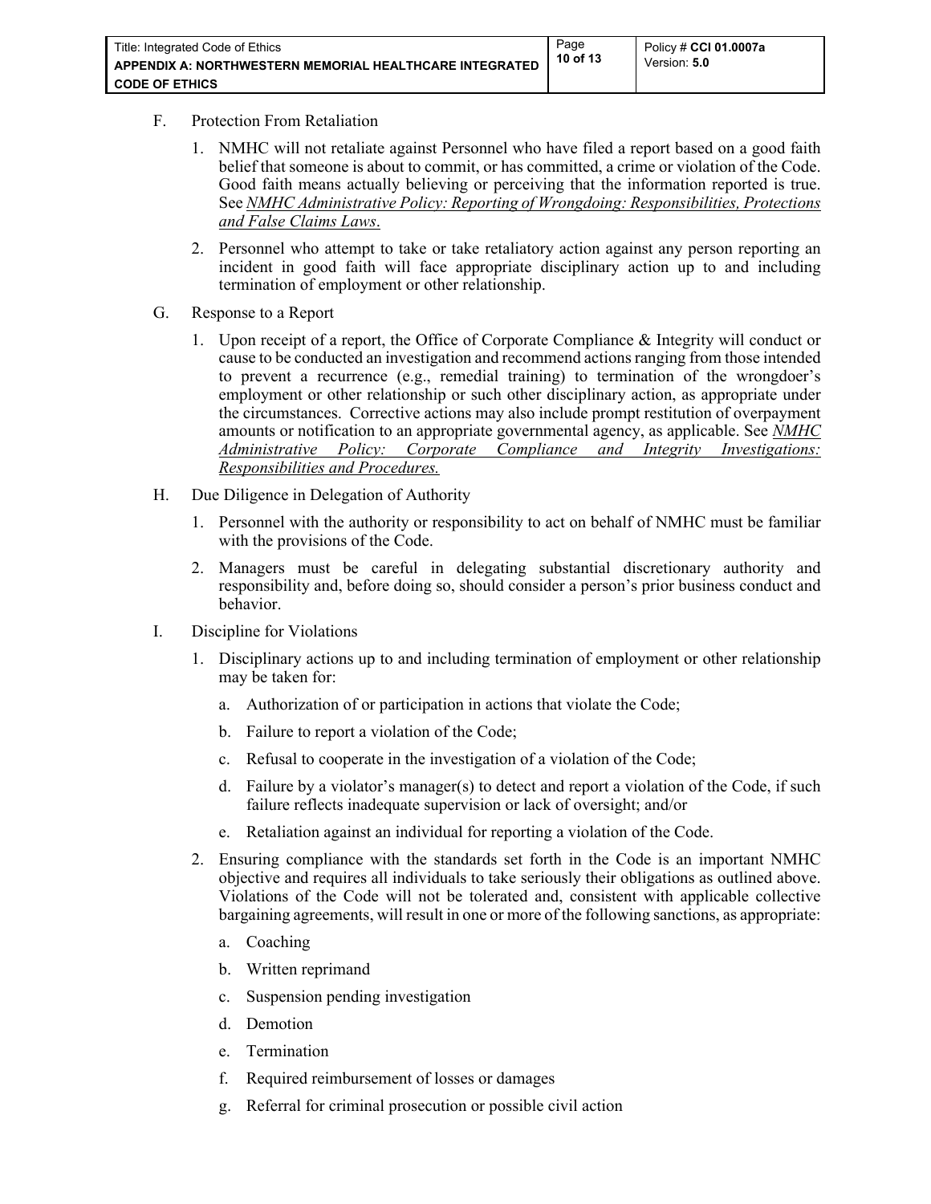F. Protection From Retaliation

1. NMHC will not retaliate against Personnel who have filed a report based on a good faith belief that someone is about to commit, or has committed, a crime or violation of the Code. Good faith means actually believing or perceiving that the information reported is true. See *NMHC Administrative Policy: Reporting of Wrongdoing: Responsibilities, Protections and False Claims Laws*.

2. Personnel who attempt to take or take retaliatory action against any person reporting an incident in good faith will face appropriate disciplinary action up to and including termination of employment or other relationship.

G. Response to a Report

1. Upon receipt of a report, the Office of Corporate Compliance & Integrity will conduct or cause to be conducted an investigation and recommend actions ranging from those intended to prevent a recurrence (e.g., remedial training) to termination of the wrongdoer's employment or other relationship or such other disciplinary action, as appropriate under the circumstances. Corrective actions may also include prompt restitution of overpayment amounts or notification to an appropriate governmental agency, as applicable. See *NMHC Administrative Policy: Corporate Compliance and Integrity Investigations: Responsibilities and Procedures.*

H. Due Diligence in Delegation of Authority

1. Personnel with the authority or responsibility to act on behalf of NMHC must be familiar with the provisions of the Code.

2. Managers must be careful in delegating substantial discretionary authority and responsibility and, before doing so, should consider a person's prior business conduct and behavior.

I. Discipline for Violations

1. Disciplinary actions up to and including termination of employment or other relationship may be taken for:

   a. Authorization of or participation in actions that violate the Code;

   b. Failure to report a violation of the Code;

   c. Refusal to cooperate in the investigation of a violation of the Code;

   d. Failure by a violator's manager(s) to detect and report a violation of the Code, if such failure reflects inadequate supervision or lack of oversight; and/or

   e. Retaliation against an individual for reporting a violation of the Code.

2. Ensuring compliance with the standards set forth in the Code is an important NMHC objective and requires all individuals to take seriously their obligations as outlined above. Violations of the Code will not be tolerated and, consistent with applicable collective bargaining agreements, will result in one or more of the following sanctions, as appropriate:

   a. Coaching

   b. Written reprimand

   c. Suspension pending investigation

   d. Demotion

   e. Termination

   f. Required reimbursement of losses or damages

   g. Referral for criminal prosecution or possible civil action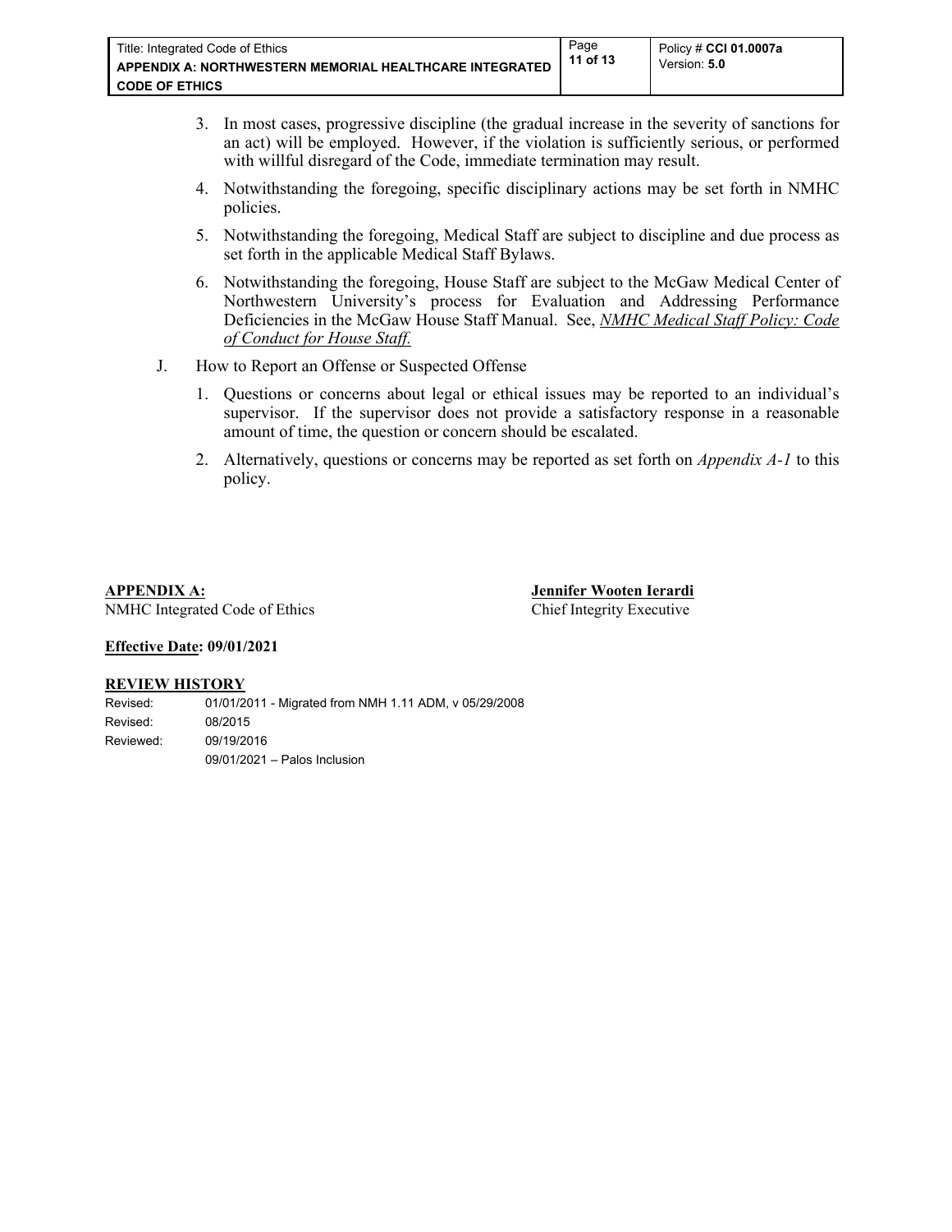3. In most cases, progressive discipline (the gradual increase in the severity of sanctions for an act) will be employed. However, if the violation is sufficiently serious, or performed with willful disregard of the Code, immediate termination may result.

4. Notwithstanding the foregoing, specific disciplinary actions may be set forth in NMHC policies.

5. Notwithstanding the foregoing, Medical Staff are subject to discipline and due process as set forth in the applicable Medical Staff Bylaws.

6. Notwithstanding the foregoing, House Staff are subject to the McGaw Medical Center of Northwestern University's process for Evaluation and Addressing Performance Deficiencies in the McGaw House Staff Manual. See, *NMHC Medical Staff Policy: Code of Conduct for House Staff.*

J. How to Report an Offense or Suspected Offense

1. Questions or concerns about legal or ethical issues may be reported to an individual's supervisor. If the supervisor does not provide a satisfactory response in a reasonable amount of time, the question or concern should be escalated.

2. Alternatively, questions or concerns may be reported as set forth on *Appendix A-1* to this policy.

**APPENDIX A:**
NMHC Integrated Code of Ethics

**Jennifer Wooten Ierardi**
Chief Integrity Executive

**Effective Date: 09/01/2021**

**REVIEW HISTORY**

| | |
|---|---|
| Revised: | 01/01/2011 - Migrated from NMH 1.11 ADM, v 05/29/2008 |
| Revised: | 08/2015 |
| Reviewed: | 09/19/2016 |
| | 09/01/2021 – Palos Inclusion |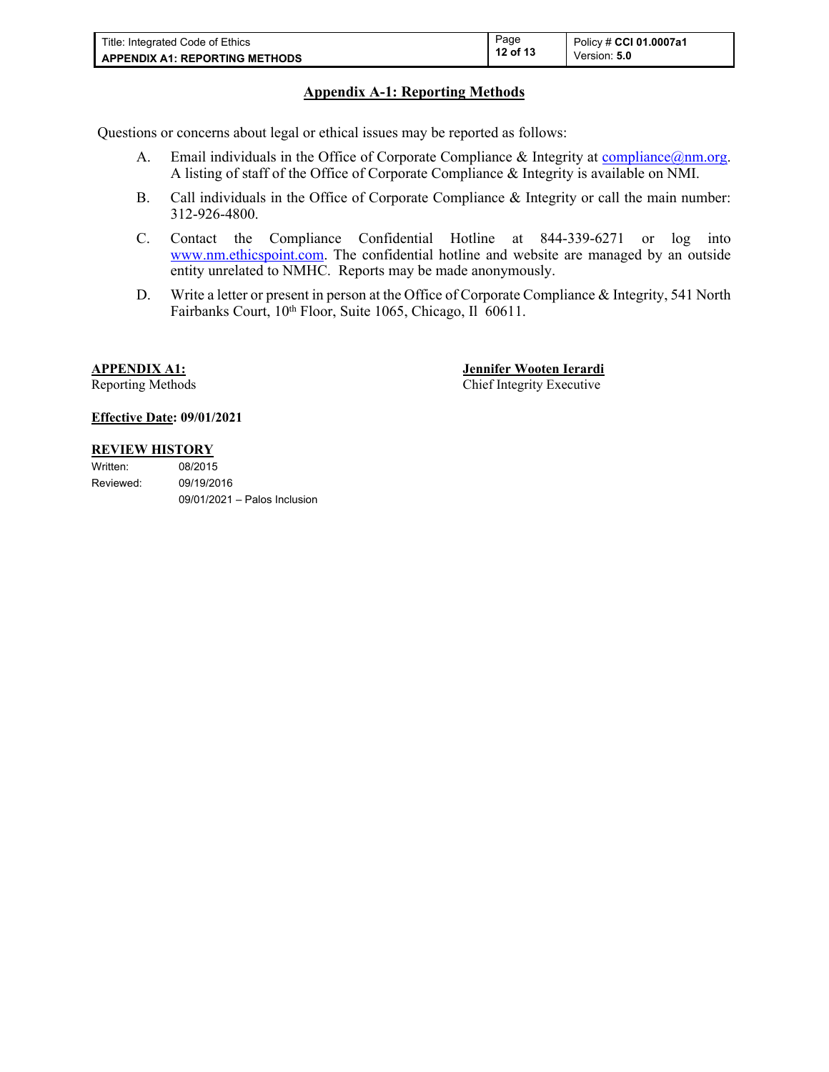# Appendix A-1: Reporting Methods

Questions or concerns about legal or ethical issues may be reported as follows:

A. Email individuals in the Office of Corporate Compliance & Integrity at compliance@nm.org. A listing of staff of the Office of Corporate Compliance & Integrity is available on NMI.

B. Call individuals in the Office of Corporate Compliance & Integrity or call the main number: 312-926-4800.

C. Contact the Compliance Confidential Hotline at 844-339-6271 or log into www.nm.ethicspoint.com. The confidential hotline and website are managed by an outside entity unrelated to NMHC. Reports may be made anonymously.

D. Write a letter or present in person at the Office of Corporate Compliance & Integrity, 541 North Fairbanks Court, 10th Floor, Suite 1065, Chicago, Il 60611.

**APPENDIX A1:**
Reporting Methods

**Jennifer Wooten Ierardi**
Chief Integrity Executive

**Effective Date: 09/01/2021**

**REVIEW HISTORY**

| | |
|---|---|
| Written: | 08/2015 |
| Reviewed: | 09/19/2016 |
| | 09/01/2021 – Palos Inclusion |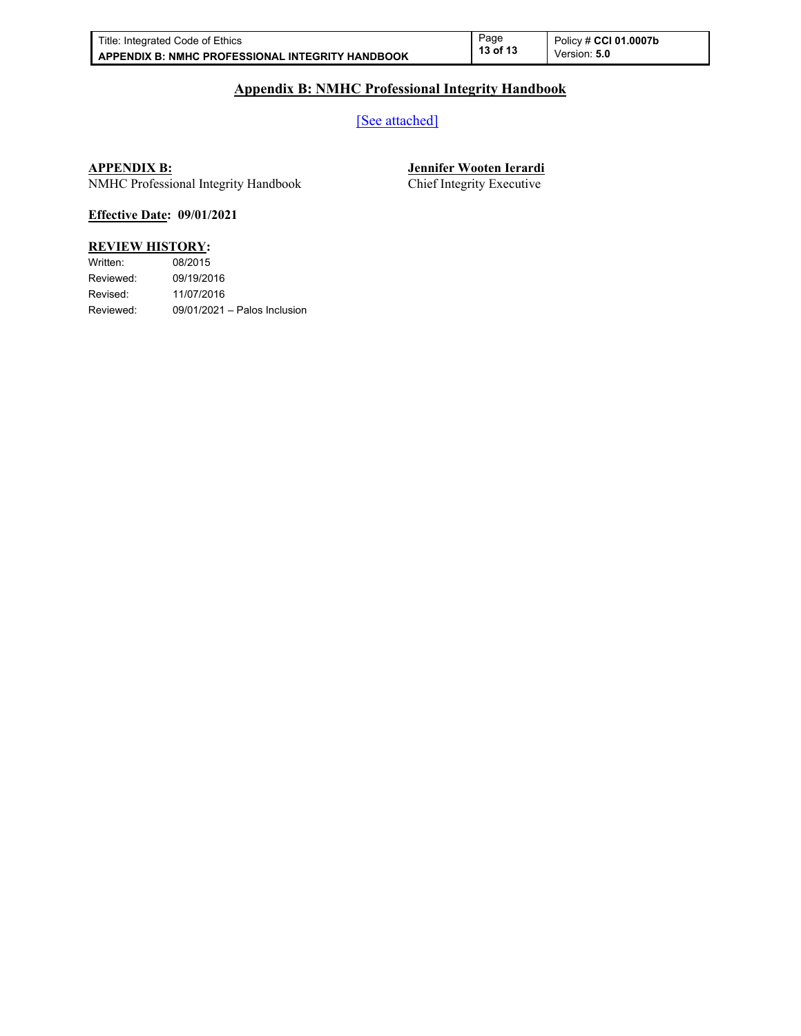## Appendix B: NMHC Professional Integrity Handbook

[See attached]

**APPENDIX B:**
NMHC Professional Integrity Handbook

**Jennifer Wooten Ierardi**
Chief Integrity Executive

**Effective Date: 09/01/2021**

**REVIEW HISTORY:**

| | |
|---|---|
| Written: | 08/2015 |
| Reviewed: | 09/19/2016 |
| Revised: | 11/07/2016 |
| Reviewed: | 09/01/2021 – Palos Inclusion |